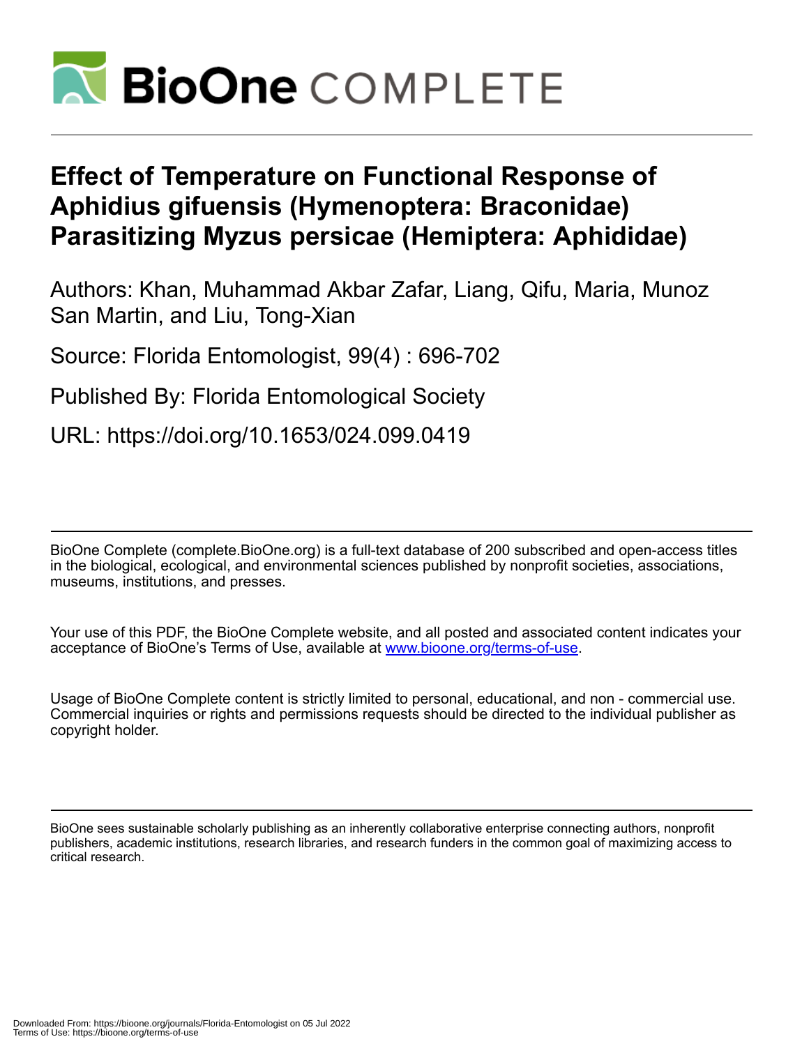# Effect of Temperature on Functional Response of Aphidius gifuensis (Hymenoptera: Braconidae) Parasitizing Myzus persicae (Hemiptera: Aphididae)

Authors: Khan, Muhammad Akbar Zafar, Liang, Qifu, Maria, Munoz San Martin, and Liu, Tong-Xian

Source: Florida Entomologist, 99(4) : 696-702

Published By: Florida Entomological Society

URL: https://doi.org/10.1653/024.099.0419

---

BioOne Complete (complete.BioOne.org) is a full-text database of 200 subscribed and open-access titles in the biological, ecological, and environmental sciences published by nonprofit societies, associations, museums, institutions, and presses.

Your use of this PDF, the BioOne Complete website, and all posted and associated content indicates your acceptance of BioOne's Terms of Use, available at www.bioone.org/terms-of-use.

Usage of BioOne Complete content is strictly limited to personal, educational, and non - commercial use. Commercial inquiries or rights and permissions requests should be directed to the individual publisher as copyright holder.

---

BioOne sees sustainable scholarly publishing as an inherently collaborative enterprise connecting authors, nonprofit publishers, academic institutions, research libraries, and research funders in the common goal of maximizing access to critical research.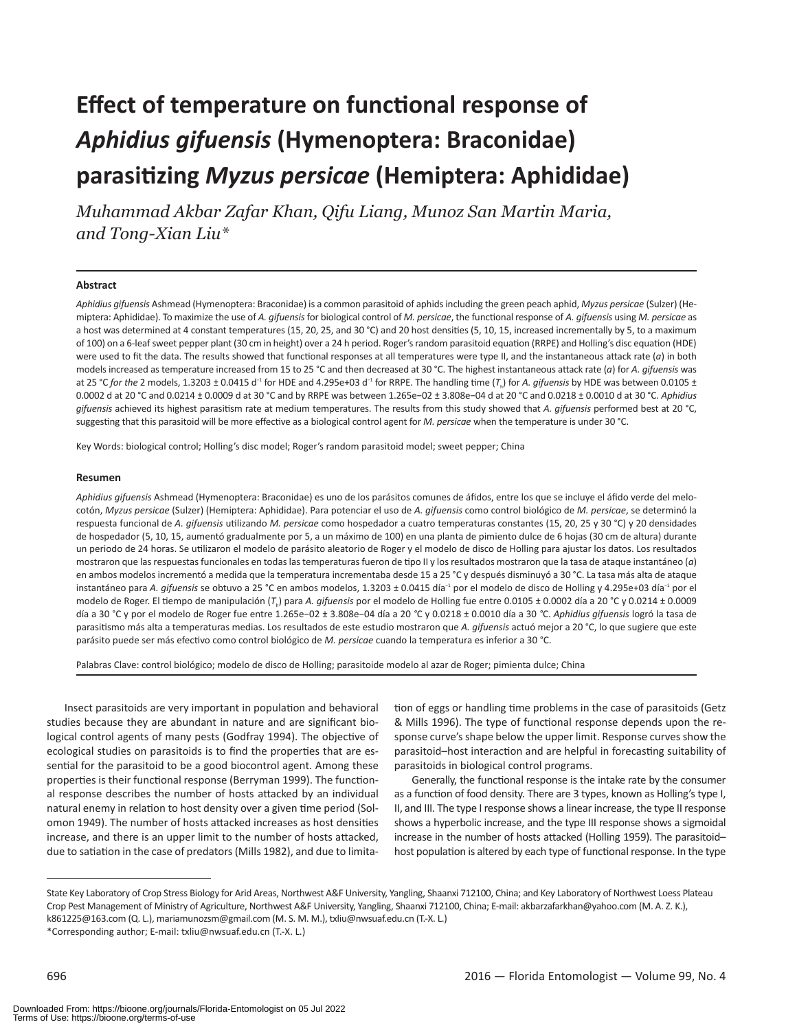# Effect of temperature on functional response of *Aphidius gifuensis* (Hymenoptera: Braconidae) parasitizing *Myzus persicae* (Hemiptera: Aphididae)

*Muhammad Akbar Zafar Khan, Qifu Liang, Munoz San Martin Maria, and Tong-Xian Liu\**

## Abstract

*Aphidius gifuensis* Ashmead (Hymenoptera: Braconidae) is a common parasitoid of aphids including the green peach aphid, *Myzus persicae* (Sulzer) (Hemiptera: Aphididae). To maximize the use of *A. gifuensis* for biological control of *M. persicae*, the functional response of *A. gifuensis* using *M. persicae* as a host was determined at 4 constant temperatures (15, 20, 25, and 30 °C) and 20 host densities (5, 10, 15, increased incrementally by 5, to a maximum of 100) on a 6-leaf sweet pepper plant (30 cm in height) over a 24 h period. Roger's random parasitoid equation (RRPE) and Holling's disc equation (HDE) were used to fit the data. The results showed that functional responses at all temperatures were type II, and the instantaneous attack rate (*a*) in both models increased as temperature increased from 15 to 25 °C and then decreased at 30 °C. The highest instantaneous attack rate (*a*) for *A. gifuensis* was at 25 °C *for the* 2 models, 1.3203 ± 0.0415 $d^{-1}$ for HDE and 4.295e+03 $d^{-1}$ for RRPE. The handling time ($T_h$) for *A. gifuensis* by HDE was between 0.0105 ± 0.0002 d at 20 °C and 0.0214 ± 0.0009 d at 30 °C and by RRPE was between 1.265e−02 ± 3.808e−04 d at 20 °C and 0.0218 ± 0.0010 d at 30 °C. *Aphidius gifuensis* achieved its highest parasitism rate at medium temperatures. The results from this study showed that *A. gifuensis* performed best at 20 °C, suggesting that this parasitoid will be more effective as a biological control agent for *M. persicae* when the temperature is under 30 °C.

Key Words: biological control; Holling's disc model; Roger's random parasitoid model; sweet pepper; China

## Resumen

*Aphidius gifuensis* Ashmead (Hymenoptera: Braconidae) es uno de los parásitos comunes de áfidos, entre los que se incluye el áfido verde del melocotón, *Myzus persicae* (Sulzer) (Hemiptera: Aphididae). Para potenciar el uso de *A. gifuensis* como control biológico de *M. persicae*, se determinó la respuesta funcional de *A. gifuensis* utilizando *M. persicae* como hospedador a cuatro temperaturas constantes (15, 20, 25 y 30 °C) y 20 densidades de hospedador (5, 10, 15, aumentó gradualmente por 5, a un máximo de 100) en una planta de pimiento dulce de 6 hojas (30 cm de altura) durante un periodo de 24 horas. Se utilizaron el modelo de parásito aleatorio de Roger y el modelo de disco de Holling para ajustar los datos. Los resultados mostraron que las respuestas funcionales en todas las temperaturas fueron de tipo II y los resultados mostraron que la tasa de ataque instantáneo (*a*) en ambos modelos incrementó a medida que la temperatura incrementaba desde 15 a 25 °C y después disminuyó a 30 °C. La tasa más alta de ataque instantáneo para *A. gifuensis* se obtuvo a 25 °C en ambos modelos, 1.3203 ± 0.0415 $día^{-1}$ por el modelo de disco de Holling y 4.295e+03 $día^{-1}$ por el modelo de Roger. El tiempo de manipulación ($T_h$) para *A. gifuensis* por el modelo de Holling fue entre 0.0105 ± 0.0002 día a 20 °C y 0.0214 ± 0.0009 día a 30 °C y por el modelo de Roger fue entre 1.265e−02 ± 3.808e−04 día a 20 °C y 0.0218 ± 0.0010 día a 30 °C. *Aphidius gifuensis* logró la tasa de parasitismo más alta a temperaturas medias. Los resultados de este estudio mostraron que *A. gifuensis* actuó mejor a 20 °C, lo que sugiere que este parásito puede ser más efectivo como control biológico de *M. persicae* cuando la temperatura es inferior a 30 °C.

Palabras Clave: control biológico; modelo de disco de Holling; parasitoide modelo al azar de Roger; pimienta dulce; China

Insect parasitoids are very important in population and behavioral studies because they are abundant in nature and are significant biological control agents of many pests (Godfray 1994). The objective of ecological studies on parasitoids is to find the properties that are essential for the parasitoid to be a good biocontrol agent. Among these properties is their functional response (Berryman 1999). The functional response describes the number of hosts attacked by an individual natural enemy in relation to host density over a given time period (Solomon 1949). The number of hosts attacked increases as host densities increase, and there is an upper limit to the number of hosts attacked, due to satiation in the case of predators (Mills 1982), and due to limitation of eggs or handling time problems in the case of parasitoids (Getz & Mills 1996). The type of functional response depends upon the response curve's shape below the upper limit. Response curves show the parasitoid–host interaction and are helpful in forecasting suitability of parasitoids in biological control programs.

Generally, the functional response is the intake rate by the consumer as a function of food density. There are 3 types, known as Holling's type I, II, and III. The type I response shows a linear increase, the type II response shows a hyperbolic increase, and the type III response shows a sigmoidal increase in the number of hosts attacked (Holling 1959). The parasitoid–host population is altered by each type of functional response. In the type

State Key Laboratory of Crop Stress Biology for Arid Areas, Northwest A&F University, Yangling, Shaanxi 712100, China; and Key Laboratory of Northwest Loess Plateau Crop Pest Management of Ministry of Agriculture, Northwest A&F University, Yangling, Shaanxi 712100, China; E-mail: akbarzafarkhan@yahoo.com (M. A. Z. K.), k861225@163.com (Q. L.), mariamunozsm@gmail.com (M. S. M. M.), txliu@nwsuaf.edu.cn (T.-X. L.)

\*Corresponding author; E-mail: txliu@nwsuaf.edu.cn (T.-X. L.)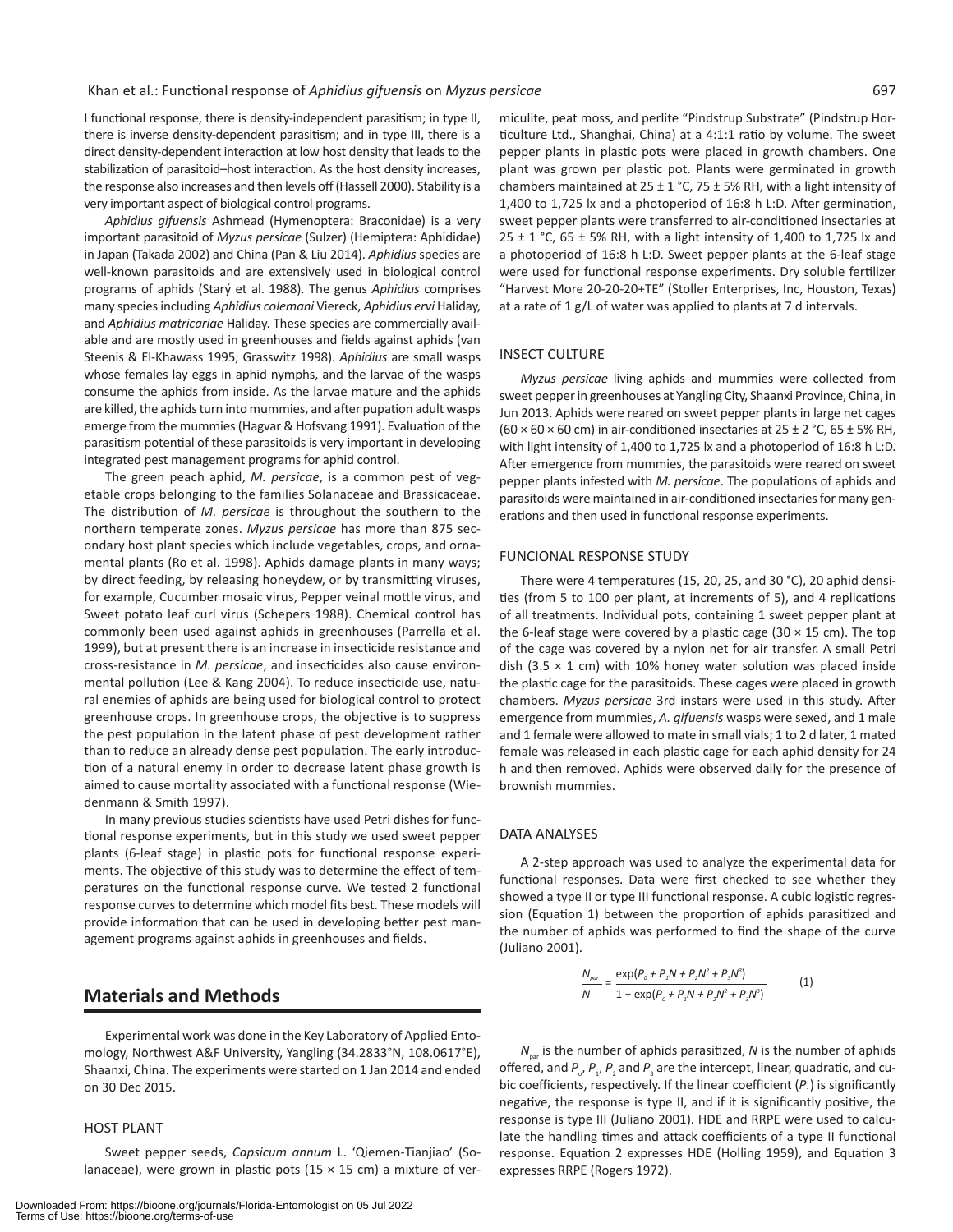I functional response, there is density-independent parasitism; in type II, there is inverse density-dependent parasitism; and in type III, there is a direct density-dependent interaction at low host density that leads to the stabilization of parasitoid–host interaction. As the host density increases, the response also increases and then levels off (Hassell 2000). Stability is a very important aspect of biological control programs.

*Aphidius gifuensis* Ashmead (Hymenoptera: Braconidae) is a very important parasitoid of *Myzus persicae* (Sulzer) (Hemiptera: Aphididae) in Japan (Takada 2002) and China (Pan & Liu 2014). *Aphidius* species are well-known parasitoids and are extensively used in biological control programs of aphids (Starý et al. 1988). The genus *Aphidius* comprises many species including *Aphidius colemani* Viereck, *Aphidius ervi* Haliday, and *Aphidius matricariae* Haliday. These species are commercially available and are mostly used in greenhouses and fields against aphids (van Steenis & El-Khawass 1995; Grasswitz 1998). *Aphidius* are small wasps whose females lay eggs in aphid nymphs, and the larvae of the wasps consume the aphids from inside. As the larvae mature and the aphids are killed, the aphids turn into mummies, and after pupation adult wasps emerge from the mummies (Hagvar & Hofsvang 1991). Evaluation of the parasitism potential of these parasitoids is very important in developing integrated pest management programs for aphid control.

The green peach aphid, *M. persicae*, is a common pest of vegetable crops belonging to the families Solanaceae and Brassicaceae. The distribution of *M. persicae* is throughout the southern to the northern temperate zones. *Myzus persicae* has more than 875 secondary host plant species which include vegetables, crops, and ornamental plants (Ro et al. 1998). Aphids damage plants in many ways; by direct feeding, by releasing honeydew, or by transmitting viruses, for example, Cucumber mosaic virus, Pepper veinal mottle virus, and Sweet potato leaf curl virus (Schepers 1988). Chemical control has commonly been used against aphids in greenhouses (Parrella et al. 1999), but at present there is an increase in insecticide resistance and cross-resistance in *M. persicae*, and insecticides also cause environmental pollution (Lee & Kang 2004). To reduce insecticide use, natural enemies of aphids are being used for biological control to protect greenhouse crops. In greenhouse crops, the objective is to suppress the pest population in the latent phase of pest development rather than to reduce an already dense pest population. The early introduction of a natural enemy in order to decrease latent phase growth is aimed to cause mortality associated with a functional response (Wiedenmann & Smith 1997).

In many previous studies scientists have used Petri dishes for functional response experiments, but in this study we used sweet pepper plants (6-leaf stage) in plastic pots for functional response experiments. The objective of this study was to determine the effect of temperatures on the functional response curve. We tested 2 functional response curves to determine which model fits best. These models will provide information that can be used in developing better pest management programs against aphids in greenhouses and fields.

## Materials and Methods

Experimental work was done in the Key Laboratory of Applied Entomology, Northwest A&F University, Yangling (34.2833°N, 108.0617°E), Shaanxi, China. The experiments were started on 1 Jan 2014 and ended on 30 Dec 2015.

### HOST PLANT

Sweet pepper seeds, *Capsicum annum* L. 'Qiemen-Tianjiao' (Solanaceae), were grown in plastic pots (15 × 15 cm) a mixture of vermiculite, peat moss, and perlite "Pindstrup Substrate" (Pindstrup Horticulture Ltd., Shanghai, China) at a 4:1:1 ratio by volume. The sweet pepper plants in plastic pots were placed in growth chambers. One plant was grown per plastic pot. Plants were germinated in growth chambers maintained at 25 ± 1 °C, 75 ± 5% RH, with a light intensity of 1,400 to 1,725 lx and a photoperiod of 16:8 h L:D. After germination, sweet pepper plants were transferred to air-conditioned insectaries at 25 ± 1 °C, 65 ± 5% RH, with a light intensity of 1,400 to 1,725 lx and a photoperiod of 16:8 h L:D. Sweet pepper plants at the 6-leaf stage were used for functional response experiments. Dry soluble fertilizer "Harvest More 20-20-20+TE" (Stoller Enterprises, Inc, Houston, Texas) at a rate of 1 g/L of water was applied to plants at 7 d intervals.

### INSECT CULTURE

*Myzus persicae* living aphids and mummies were collected from sweet pepper in greenhouses at Yangling City, Shaanxi Province, China, in Jun 2013. Aphids were reared on sweet pepper plants in large net cages (60 × 60 × 60 cm) in air-conditioned insectaries at 25 ± 2 °C, 65 ± 5% RH, with light intensity of 1,400 to 1,725 lx and a photoperiod of 16:8 h L:D. After emergence from mummies, the parasitoids were reared on sweet pepper plants infested with *M. persicae*. The populations of aphids and parasitoids were maintained in air-conditioned insectaries for many generations and then used in functional response experiments.

### FUNCIONAL RESPONSE STUDY

There were 4 temperatures (15, 20, 25, and 30 °C), 20 aphid densities (from 5 to 100 per plant, at increments of 5), and 4 replications of all treatments. Individual pots, containing 1 sweet pepper plant at the 6-leaf stage were covered by a plastic cage (30 × 15 cm). The top of the cage was covered by a nylon net for air transfer. A small Petri dish (3.5 × 1 cm) with 10% honey water solution was placed inside the plastic cage for the parasitoids. These cages were placed in growth chambers. *Myzus persicae* 3rd instars were used in this study. After emergence from mummies, *A. gifuensis* wasps were sexed, and 1 male and 1 female were allowed to mate in small vials; 1 to 2 d later, 1 mated female was released in each plastic cage for each aphid density for 24 h and then removed. Aphids were observed daily for the presence of brownish mummies.

### DATA ANALYSES

A 2-step approach was used to analyze the experimental data for functional responses. Data were first checked to see whether they showed a type II or type III functional response. A cubic logistic regression (Equation 1) between the proportion of aphids parasitized and the number of aphids was performed to find the shape of the curve (Juliano 2001).

$$\frac{N_{par}}{N} = \frac{\exp(P_0 + P_1N + P_2N^2 + P_3N^3)}{1 + \exp(P_0 + P_1N + P_2N^2 + P_3N^3)} \qquad (1)$$

$N_{par}$ is the number of aphids parasitized, $N$ is the number of aphids offered, and $P_o$, $P_1$, $P_2$ and $P_3$ are the intercept, linear, quadratic, and cubic coefficients, respectively. If the linear coefficient ($P_1$) is significantly negative, the response is type II, and if it is significantly positive, the response is type III (Juliano 2001). HDE and RRPE were used to calculate the handling times and attack coefficients of a type II functional response. Equation 2 expresses HDE (Holling 1959), and Equation 3 expresses RRPE (Rogers 1972).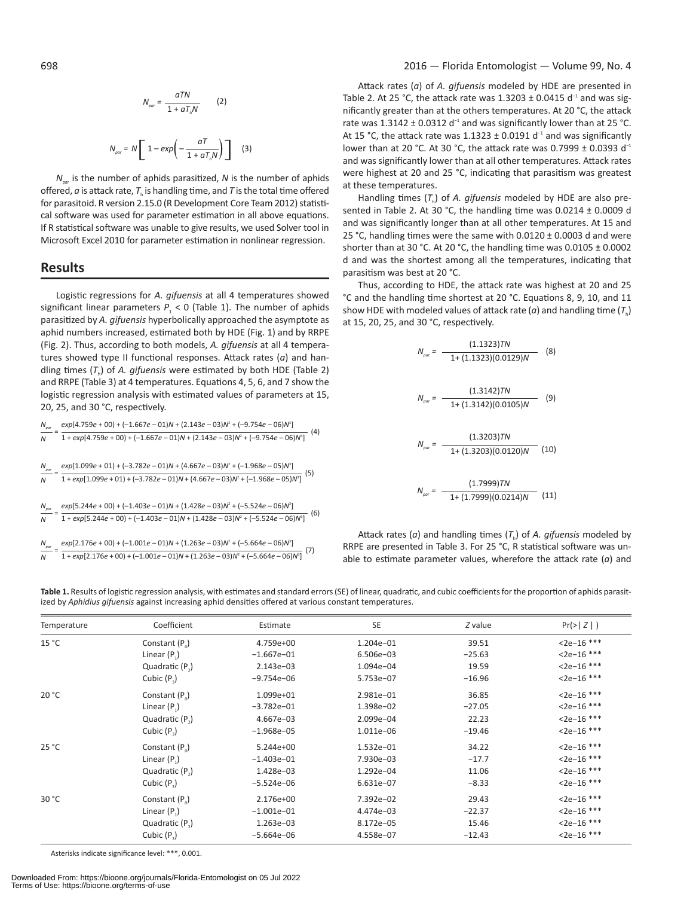$$N_{par} = \frac{aTN}{1 + aT_hN} \quad (2)$$

$$N_{par} = N\left[1 - exp\left(-\frac{aT}{1 + aT_hN}\right)\right] \quad (3)$$

$N_{par}$ is the number of aphids parasitized, $N$ is the number of aphids offered, $a$ is attack rate, $T_h$ is handling time, and $T$ is the total time offered for parasitoid. R version 2.15.0 (R Development Core Team 2012) statistical software was used for parameter estimation in all above equations. If R statistical software was unable to give results, we used Solver tool in Microsoft Excel 2010 for parameter estimation in nonlinear regression.

## Results

Logistic regressions for *A. gifuensis* at all 4 temperatures showed significant linear parameters $P_1 < 0$ (Table 1). The number of aphids parasitized by *A. gifuensis* hyperbolically approached the asymptote as aphid numbers increased, estimated both by HDE (Fig. 1) and by RRPE (Fig. 2). Thus, according to both models, *A. gifuensis* at all 4 temperatures showed type II functional responses. Attack rates ($a$) and handling times ($T_h$) of *A. gifuensis* were estimated by both HDE (Table 2) and RRPE (Table 3) at 4 temperatures. Equations 4, 5, 6, and 7 show the logistic regression analysis with estimated values of parameters at 15, 20, 25, and 30 °C, respectively.

$$\frac{N_{par}}{N} = \frac{exp[4.759e+00) + (-1.667e-01)N + (2.143e-03)N^2 + (-9.754e-06)N^3]}{1 + exp[4.759e+00) + (-1.667e-01)N + (2.143e-03)N^2 + (-9.754e-06)N^3]} \quad (4)$$

$$\frac{N_{par}}{N} = \frac{exp[1.099e+01) + (-3.782e-01)N + (4.667e-03)N^2 + (-1.968e-05)N^3]}{1 + exp[1.099e+01) + (-3.782e-01)N + (4.667e-03)N^2 + (-1.968e-05)N^3]} \quad (5)$$

$$\frac{N_{par}}{N} = \frac{exp[5.244e+00) + (-1.403e-01)N + (1.428e-03)N^2 + (-5.524e-06)N^3]}{1 + exp[5.244e+00) + (-1.403e-01)N + (1.428e-03)N^2 + (-5.524e-06)N^3]} \quad (6)$$

$$\frac{N_{par}}{N} = \frac{exp[2.176e+00) + (-1.001e-01)N + (1.263e-03)N^2 + (-5.664e-06)N^3]}{1 + exp[2.176e+00) + (-1.001e-01)N + (1.263e-03)N^2 + (-5.664e-06)N^3]} \quad (7)$$

Attack rates ($a$) of *A. gifuensis* modeled by HDE are presented in Table 2. At 25 °C, the attack rate was 1.3203 ± 0.0415 $d^{-1}$ and was significantly greater than at the others temperatures. At 20 °C, the attack rate was 1.3142 ± 0.0312 $d^{-1}$ and was significantly lower than at 25 °C. At 15 °C, the attack rate was 1.1323 ± 0.0191 $d^{-1}$ and was significantly lower than at 20 °C. At 30 °C, the attack rate was 0.7999 ± 0.0393 $d^{-1}$ and was significantly lower than at all other temperatures. Attack rates were highest at 20 and 25 °C, indicating that parasitism was greatest at these temperatures.

Handling times ($T_h$) of *A. gifuensis* modeled by HDE are also presented in Table 2. At 30 °C, the handling time was 0.0214 ± 0.0009 d and was significantly longer than at all other temperatures. At 15 and 25 °C, handling times were the same with 0.0120 ± 0.0003 d and were shorter than at 30 °C. At 20 °C, the handling time was 0.0105 ± 0.0002 d and was the shortest among all the temperatures, indicating that parasitism was best at 20 °C.

Thus, according to HDE, the attack rate was highest at 20 and 25 °C and the handling time shortest at 20 °C. Equations 8, 9, 10, and 11 show HDE with modeled values of attack rate ($a$) and handling time ($T_h$) at 15, 20, 25, and 30 °C, respectively.

$$N_{par} = \frac{(1.1323)TN}{1 + (1.1323)(0.0129)N} \quad (8)$$

$$N_{par} = \frac{(1.3142)TN}{1 + (1.3142)(0.0105)N} \quad (9)$$

$$N_{par} = \frac{(1.3203)TN}{1 + (1.3203)(0.0120)N} \quad (10)$$

$$N_{par} = \frac{(1.7999)TN}{1 + (1.7999)(0.0214)N} \quad (11)$$

Attack rates ($a$) and handling times ($T_h$) of *A. gifuensis* modeled by RRPE are presented in Table 3. For 25 °C, R statistical software was unable to estimate parameter values, wherefore the attack rate ($a$) and

**Table 1.** Results of logistic regression analysis, with estimates and standard errors (SE) of linear, quadratic, and cubic coefficients for the proportion of aphids parasitized by *Aphidius gifuensis* against increasing aphid densities offered at various constant temperatures.

| Temperature | Coefficient | Estimate | SE | *Z* value | Pr(>\| *Z* \|) |
|---|---|---|---|---|---|
| 15 °C | Constant ($P_0$) | 4.759e+00 | 1.204e−01 | 39.51 | <2e−16 *** |
| | Linear ($P_1$) | −1.667e−01 | 6.506e−03 | −25.63 | <2e−16 *** |
| | Quadratic ($P_2$) | 2.143e−03 | 1.094e−04 | 19.59 | <2e−16 *** |
| | Cubic ($P_3$) | −9.754e−06 | 5.753e−07 | −16.96 | <2e−16 *** |
| 20 °C | Constant ($P_0$) | 1.099e+01 | 2.981e−01 | 36.85 | <2e−16 *** |
| | Linear ($P_1$) | −3.782e−01 | 1.398e−02 | −27.05 | <2e−16 *** |
| | Quadratic ($P_2$) | 4.667e−03 | 2.099e−04 | 22.23 | <2e−16 *** |
| | Cubic ($P_3$) | −1.968e−05 | 1.011e−06 | −19.46 | <2e−16 *** |
| 25 °C | Constant ($P_0$) | 5.244e+00 | 1.532e−01 | 34.22 | <2e−16 *** |
| | Linear ($P_1$) | −1.403e−01 | 7.930e−03 | −17.7 | <2e−16 *** |
| | Quadratic ($P_2$) | 1.428e−03 | 1.292e−04 | 11.06 | <2e−16 *** |
| | Cubic ($P_3$) | −5.524e−06 | 6.631e−07 | −8.33 | <2e−16 *** |
| 30 °C | Constant ($P_0$) | 2.176e+00 | 7.392e−02 | 29.43 | <2e−16 *** |
| | Linear ($P_1$) | −1.001e−01 | 4.474e−03 | −22.37 | <2e−16 *** |
| | Quadratic ($P_2$) | 1.263e−03 | 8.172e−05 | 15.46 | <2e−16 *** |
| | Cubic ($P_3$) | −5.664e−06 | 4.558e−07 | −12.43 | <2e−16 *** |

Asterisks indicate significance level: ***, 0.001.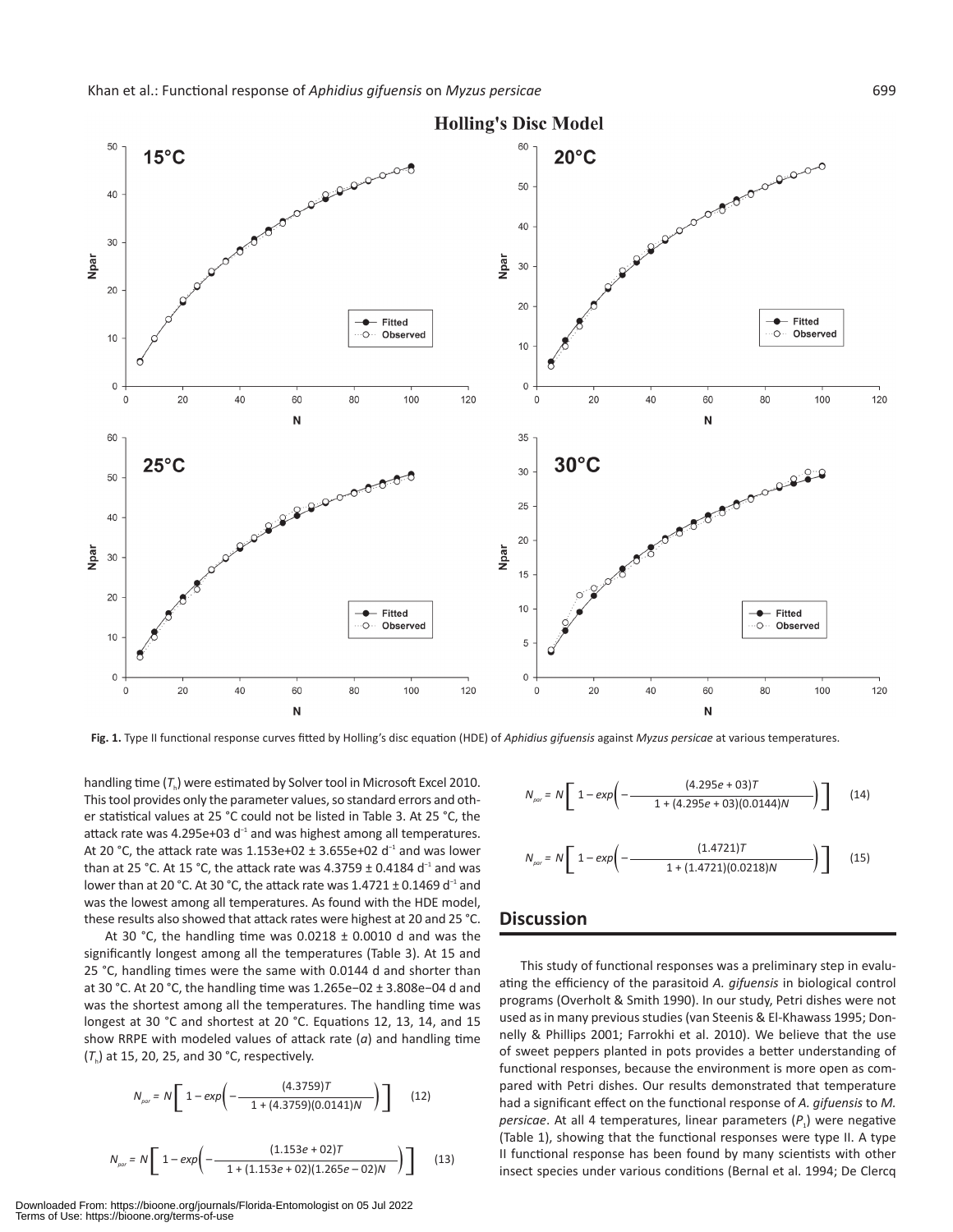Fig. 1. Type II functional response curves fitted by Holling's disc equation (HDE) of *Aphidius gifuensis* against *Myzus persicae* at various temperatures.

handling time ($T_h$) were estimated by Solver tool in Microsoft Excel 2010. This tool provides only the parameter values, so standard errors and other statistical values at 25 °C could not be listed in Table 3. At 25 °C, the attack rate was 4.295e+03 $d^{-1}$ and was highest among all temperatures. At 20 °C, the attack rate was 1.153e+02 ± 3.655e+02 $d^{-1}$ and was lower than at 25 °C. At 15 °C, the attack rate was 4.3759 ± 0.4184 $d^{-1}$ and was lower than at 20 °C. At 30 °C, the attack rate was 1.4721 ± 0.1469 $d^{-1}$ and was the lowest among all temperatures. As found with the HDE model, these results also showed that attack rates were highest at 20 and 25 °C.

At 30 °C, the handling time was 0.0218 ± 0.0010 d and was the significantly longest among all the temperatures (Table 3). At 15 and 25 °C, handling times were the same with 0.0144 d and shorter than at 30 °C. At 20 °C, the handling time was 1.265e−02 ± 3.808e−04 d and was the shortest among all the temperatures. The handling time was longest at 30 °C and shortest at 20 °C. Equations 12, 13, 14, and 15 show RRPE with modeled values of attack rate ($a$) and handling time ($T_h$) at 15, 20, 25, and 30 °C, respectively.

$$N_{par} = N\left[1 - exp\left(-\frac{(4.3759)T}{1 + (4.3759)(0.0141)N}\right)\right] \quad (12)$$

$$N_{par} = N\left[1 - exp\left(-\frac{(1.153e + 02)T}{1 + (1.153e + 02)(1.265e - 02)N}\right)\right] \quad (13)$$

$$N_{par} = N\left[1 - exp\left(-\frac{(4.295e + 03)T}{1 + (4.295e + 03)(0.0144)N}\right)\right] \quad (14)$$

$$N_{par} = N\left[1 - exp\left(-\frac{(1.4721)T}{1 + (1.4721)(0.0218)N}\right)\right] \quad (15)$$

## Discussion

This study of functional responses was a preliminary step in evaluating the efficiency of the parasitoid *A. gifuensis* in biological control programs (Overholt & Smith 1990). In our study, Petri dishes were not used as in many previous studies (van Steenis & El-Khawass 1995; Donnelly & Phillips 2001; Farrokhi et al. 2010). We believe that the use of sweet peppers planted in pots provides a better understanding of functional responses, because the environment is more open as compared with Petri dishes. Our results demonstrated that temperature had a significant effect on the functional response of *A. gifuensis* to *M. persicae*. At all 4 temperatures, linear parameters ($P_1$) were negative (Table 1), showing that the functional responses were type II. A type II functional response has been found by many scientists with other insect species under various conditions (Bernal et al. 1994; De Clercq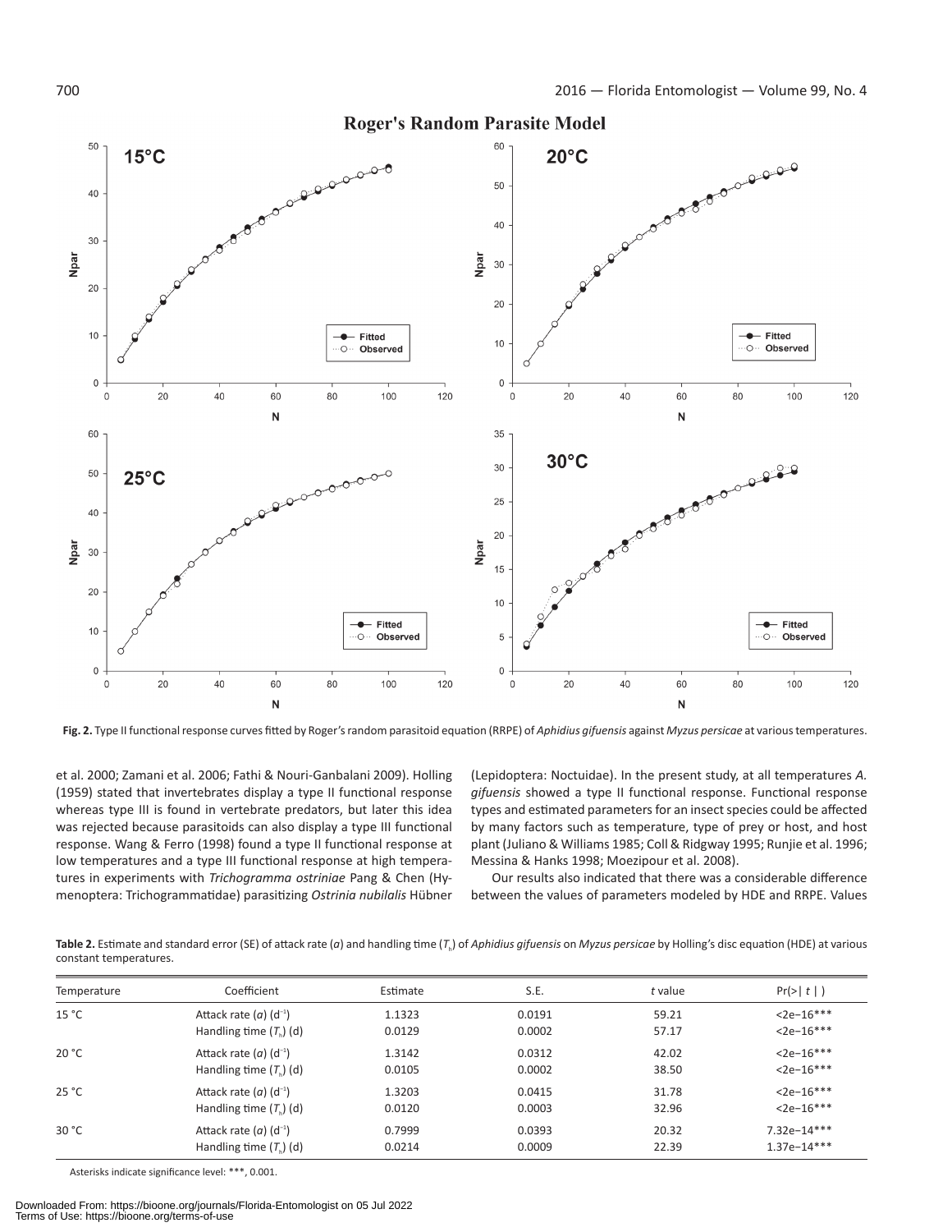**Fig. 2.** Type II functional response curves fitted by Roger's random parasitoid equation (RRPE) of *Aphidius gifuensis* against *Myzus persicae* at various temperatures.

et al. 2000; Zamani et al. 2006; Fathi & Nouri-Ganbalani 2009). Holling (1959) stated that invertebrates display a type II functional response whereas type III is found in vertebrate predators, but later this idea was rejected because parasitoids can also display a type III functional response. Wang & Ferro (1998) found a type II functional response at low temperatures and a type III functional response at high temperatures in experiments with *Trichogramma ostriniae* Pang & Chen (Hymenoptera: Trichogrammatidae) parasitizing *Ostrinia nubilalis* Hübner (Lepidoptera: Noctuidae). In the present study, at all temperatures *A. gifuensis* showed a type II functional response. Functional response types and estimated parameters for an insect species could be affected by many factors such as temperature, type of prey or host, and host plant (Juliano & Williams 1985; Coll & Ridgway 1995; Runjie et al. 1996; Messina & Hanks 1998; Moezipour et al. 2008).

Our results also indicated that there was a considerable difference between the values of parameters modeled by HDE and RRPE. Values

**Table 2.** Estimate and standard error (SE) of attack rate ($a$) and handling time ($T_h$) of *Aphidius gifuensis* on *Myzus persicae* by Holling's disc equation (HDE) at various constant temperatures.

| Temperature | Coefficient | Estimate | S.E. | $t$ value | Pr(>\| $t$ \|) |
|---|---|---|---|---|---|
| 15 °C | Attack rate ($a$) ($d^{-1}$) | 1.1323 | 0.0191 | 59.21 | <2e−16*** |
| | Handling time ($T_h$) (d) | 0.0129 | 0.0002 | 57.17 | <2e−16*** |
| 20 °C | Attack rate ($a$) ($d^{-1}$) | 1.3142 | 0.0312 | 42.02 | <2e−16*** |
| | Handling time ($T_h$) (d) | 0.0105 | 0.0002 | 38.50 | <2e−16*** |
| 25 °C | Attack rate ($a$) ($d^{-1}$) | 1.3203 | 0.0415 | 31.78 | <2e−16*** |
| | Handling time ($T_h$) (d) | 0.0120 | 0.0003 | 32.96 | <2e−16*** |
| 30 °C | Attack rate ($a$) ($d^{-1}$) | 0.7999 | 0.0393 | 20.32 | 7.32e−14*** |
| | Handling time ($T_h$) (d) | 0.0214 | 0.0009 | 22.39 | 1.37e−14*** |

Asterisks indicate significance level: ***, 0.001.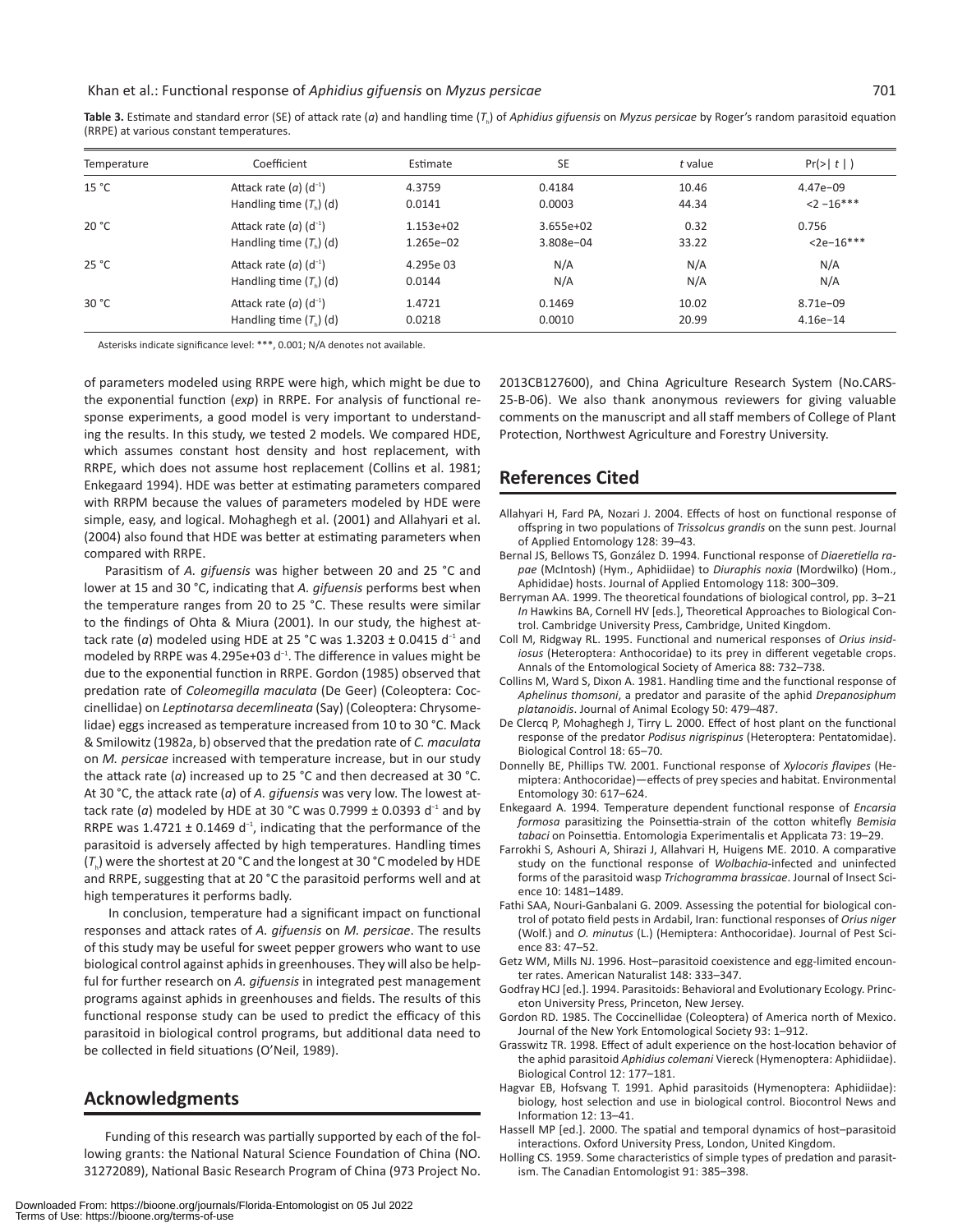**Table 3.** Estimate and standard error (SE) of attack rate ($a$) and handling time ($T_h$) of *Aphidius gifuensis* on *Myzus persicae* by Roger's random parasitoid equation (RRPE) at various constant temperatures.

| Temperature | Coefficient | Estimate | SE | *t* value | Pr(>\| *t* \|) |
|---|---|---|---|---|---|
| 15 °C | Attack rate ($a$) ($d^{-1}$) | 4.3759 | 0.4184 | 10.46 | 4.47e−09 |
| | Handling time ($T_h$) (d) | 0.0141 | 0.0003 | 44.34 | <2 −16*** |
| 20 °C | Attack rate ($a$) ($d^{-1}$) | 1.153e+02 | 3.655e+02 | 0.32 | 0.756 |
| | Handling time ($T_h$) (d) | 1.265e−02 | 3.808e−04 | 33.22 | <2e−16*** |
| 25 °C | Attack rate ($a$) ($d^{-1}$) | 4.295e 03 | N/A | N/A | N/A |
| | Handling time ($T_h$) (d) | 0.0144 | N/A | N/A | N/A |
| 30 °C | Attack rate ($a$) ($d^{-1}$) | 1.4721 | 0.1469 | 10.02 | 8.71e−09 |
| | Handling time ($T_h$) (d) | 0.0218 | 0.0010 | 20.99 | 4.16e−14 |

Asterisks indicate significance level: ***, 0.001; N/A denotes not available.

of parameters modeled using RRPE were high, which might be due to the exponential function (*exp*) in RRPE. For analysis of functional response experiments, a good model is very important to understanding the results. In this study, we tested 2 models. We compared HDE, which assumes constant host density and host replacement, with RRPE, which does not assume host replacement (Collins et al. 1981; Enkegaard 1994). HDE was better at estimating parameters compared with RRPM because the values of parameters modeled by HDE were simple, easy, and logical. Mohaghegh et al. (2001) and Allahyari et al. (2004) also found that HDE was better at estimating parameters when compared with RRPE.

Parasitism of *A. gifuensis* was higher between 20 and 25 °C and lower at 15 and 30 °C, indicating that *A. gifuensis* performs best when the temperature ranges from 20 to 25 °C. These results were similar to the findings of Ohta & Miura (2001). In our study, the highest attack rate ($a$) modeled using HDE at 25 °C was 1.3203 ± 0.0415 $d^{-1}$ and modeled by RRPE was 4.295e+03 $d^{-1}$. The difference in values might be due to the exponential function in RRPE. Gordon (1985) observed that predation rate of *Coleomegilla maculata* (De Geer) (Coleoptera: Coccinellidae) on *Leptinotarsa decemlineata* (Say) (Coleoptera: Chrysomelidae) eggs increased as temperature increased from 10 to 30 °C. Mack & Smilowitz (1982a, b) observed that the predation rate of *C. maculata* on *M. persicae* increased with temperature increase, but in our study the attack rate ($a$) increased up to 25 °C and then decreased at 30 °C. At 30 °C, the attack rate ($a$) of *A. gifuensis* was very low. The lowest attack rate ($a$) modeled by HDE at 30 °C was 0.7999 ± 0.0393 $d^{-1}$ and by RRPE was 1.4721 ± 0.1469 $d^{-1}$, indicating that the performance of the parasitoid is adversely affected by high temperatures. Handling times ($T_h$) were the shortest at 20 °C and the longest at 30 °C modeled by HDE and RRPE, suggesting that at 20 °C the parasitoid performs well and at high temperatures it performs badly.

In conclusion, temperature had a significant impact on functional responses and attack rates of *A. gifuensis* on *M. persicae*. The results of this study may be useful for sweet pepper growers who want to use biological control against aphids in greenhouses. They will also be helpful for further research on *A. gifuensis* in integrated pest management programs against aphids in greenhouses and fields. The results of this functional response study can be used to predict the efficacy of this parasitoid in biological control programs, but additional data need to be collected in field situations (O'Neil, 1989).

## Acknowledgments

Funding of this research was partially supported by each of the following grants: the National Natural Science Foundation of China (NO. 31272089), National Basic Research Program of China (973 Project No. 2013CB127600), and China Agriculture Research System (No.CARS-25-B-06). We also thank anonymous reviewers for giving valuable comments on the manuscript and all staff members of College of Plant Protection, Northwest Agriculture and Forestry University.

## References Cited

Allahyari H, Fard PA, Nozari J. 2004. Effects of host on functional response of offspring in two populations of *Trissolcus grandis* on the sunn pest. Journal of Applied Entomology 128: 39–43.

Bernal JS, Bellows TS, González D. 1994. Functional response of *Diaeretiella rapae* (McIntosh) (Hym., Aphidiidae) to *Diuraphis noxia* (Mordwilko) (Hom., Aphididae) hosts. Journal of Applied Entomology 118: 300–309.

Berryman AA. 1999. The theoretical foundations of biological control, pp. 3–21 *In* Hawkins BA, Cornell HV [eds.], Theoretical Approaches to Biological Control. Cambridge University Press, Cambridge, United Kingdom.

Coll M, Ridgway RL. 1995. Functional and numerical responses of *Orius insidiosus* (Heteroptera: Anthocoridae) to its prey in different vegetable crops. Annals of the Entomological Society of America 88: 732–738.

Collins M, Ward S, Dixon A. 1981. Handling time and the functional response of *Aphelinus thomsoni*, a predator and parasite of the aphid *Drepanosiphum platanoidis*. Journal of Animal Ecology 50: 479–487.

De Clercq P, Mohaghegh J, Tirry L. 2000. Effect of host plant on the functional response of the predator *Podisus nigrispinus* (Heteroptera: Pentatomidae). Biological Control 18: 65–70.

Donnelly BE, Phillips TW. 2001. Functional response of *Xylocoris flavipes* (Hemiptera: Anthocoridae)—effects of prey species and habitat. Environmental Entomology 30: 617–624.

Enkegaard A. 1994. Temperature dependent functional response of *Encarsia formosa* parasitizing the Poinsettia-strain of the cotton whitefly *Bemisia tabaci* on Poinsettia. Entomologia Experimentalis et Applicata 73: 19–29.

Farrokhi S, Ashouri A, Shirazi J, Allahyari H, Huigens ME. 2010. A comparative study on the functional response of *Wolbachia*-infected and uninfected forms of the parasitoid wasp *Trichogramma brassicae*. Journal of Insect Science 10: 1481–1489.

Fathi SAA, Nouri-Ganbalani G. 2009. Assessing the potential for biological control of potato field pests in Ardabil, Iran: functional responses of *Orius niger* (Wolf.) and *O. minutus* (L.) (Hemiptera: Anthocoridae). Journal of Pest Science 83: 47–52.

Getz WM, Mills NJ. 1996. Host–parasitoid coexistence and egg-limited encounter rates. American Naturalist 148: 333–347.

Godfray HCJ [ed.]. 1994. Parasitoids: Behavioral and Evolutionary Ecology. Princeton University Press, Princeton, New Jersey.

Gordon RD. 1985. The Coccinellidae (Coleoptera) of America north of Mexico. Journal of the New York Entomological Society 93: 1–912.

Grasswitz TR. 1998. Effect of adult experience on the host-location behavior of the aphid parasitoid *Aphidius colemani* Viereck (Hymenoptera: Aphidiidae). Biological Control 12: 177–181.

Hagvar EB, Hofsvang T. 1991. Aphid parasitoids (Hymenoptera: Aphidiidae): biology, host selection and use in biological control. Biocontrol News and Information 12: 13–41.

Hassell MP [ed.]. 2000. The spatial and temporal dynamics of host–parasitoid interactions. Oxford University Press, London, United Kingdom.

Holling CS. 1959. Some characteristics of simple types of predation and parasitism. The Canadian Entomologist 91: 385–398.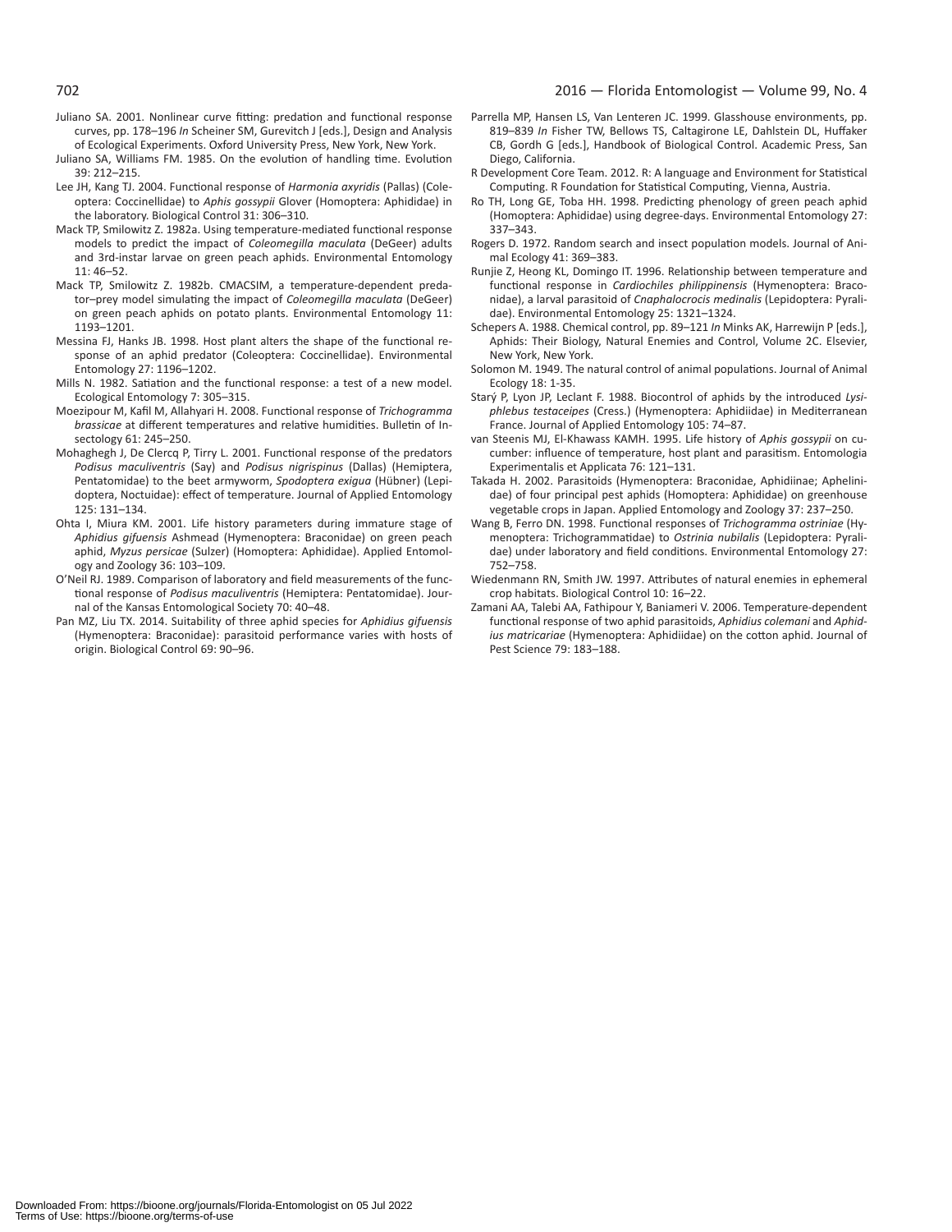Juliano SA. 2001. Nonlinear curve fitting: predation and functional response curves, pp. 178–196 *In* Scheiner SM, Gurevitch J [eds.], Design and Analysis of Ecological Experiments. Oxford University Press, New York, New York.

Juliano SA, Williams FM. 1985. On the evolution of handling time. Evolution 39: 212–215.

Lee JH, Kang TJ. 2004. Functional response of *Harmonia axyridis* (Pallas) (Coleoptera: Coccinellidae) to *Aphis gossypii* Glover (Homoptera: Aphididae) in the laboratory. Biological Control 31: 306–310.

Mack TP, Smilowitz Z. 1982a. Using temperature-mediated functional response models to predict the impact of *Coleomegilla maculata* (DeGeer) adults and 3rd-instar larvae on green peach aphids. Environmental Entomology 11: 46–52.

Mack TP, Smilowitz Z. 1982b. CMACSIM, a temperature-dependent predator–prey model simulating the impact of *Coleomegilla maculata* (DeGeer) on green peach aphids on potato plants. Environmental Entomology 11: 1193–1201.

Messina FJ, Hanks JB. 1998. Host plant alters the shape of the functional response of an aphid predator (Coleoptera: Coccinellidae). Environmental Entomology 27: 1196–1202.

Mills N. 1982. Satiation and the functional response: a test of a new model. Ecological Entomology 7: 305–315.

Moezipour M, Kafil M, Allahyari H. 2008. Functional response of *Trichogramma brassicae* at different temperatures and relative humidities. Bulletin of Insectology 61: 245–250.

Mohaghegh J, De Clercq P, Tirry L. 2001. Functional response of the predators *Podisus maculiventris* (Say) and *Podisus nigrispinus* (Dallas) (Hemiptera, Pentatomidae) to the beet armyworm, *Spodoptera exigua* (Hübner) (Lepidoptera, Noctuidae): effect of temperature. Journal of Applied Entomology 125: 131–134.

Ohta I, Miura KM. 2001. Life history parameters during immature stage of *Aphidius gifuensis* Ashmead (Hymenoptera: Braconidae) on green peach aphid, *Myzus persicae* (Sulzer) (Homoptera: Aphididae). Applied Entomology and Zoology 36: 103–109.

O'Neil RJ. 1989. Comparison of laboratory and field measurements of the functional response of *Podisus maculiventris* (Hemiptera: Pentatomidae). Journal of the Kansas Entomological Society 70: 40–48.

Pan MZ, Liu TX. 2014. Suitability of three aphid species for *Aphidius gifuensis* (Hymenoptera: Braconidae): parasitoid performance varies with hosts of origin. Biological Control 69: 90–96.

Parrella MP, Hansen LS, Van Lenteren JC. 1999. Glasshouse environments, pp. 819–839 *In* Fisher TW, Bellows TS, Caltagirone LE, Dahlstein DL, Huffaker CB, Gordh G [eds.], Handbook of Biological Control. Academic Press, San Diego, California.

R Development Core Team. 2012. R: A language and Environment for Statistical Computing. R Foundation for Statistical Computing, Vienna, Austria.

Ro TH, Long GE, Toba HH. 1998. Predicting phenology of green peach aphid (Homoptera: Aphididae) using degree-days. Environmental Entomology 27: 337–343.

Rogers D. 1972. Random search and insect population models. Journal of Animal Ecology 41: 369–383.

Runjie Z, Heong KL, Domingo IT. 1996. Relationship between temperature and functional response in *Cardiochiles philippinensis* (Hymenoptera: Braconidae), a larval parasitoid of *Cnaphalocrocis medinalis* (Lepidoptera: Pyralidae). Environmental Entomology 25: 1321–1324.

Schepers A. 1988. Chemical control, pp. 89–121 *In* Minks AK, Harrewijn P [eds.], Aphids: Their Biology, Natural Enemies and Control, Volume 2C. Elsevier, New York, New York.

Solomon M. 1949. The natural control of animal populations. Journal of Animal Ecology 18: 1-35.

Starý P, Lyon JP, Leclant F. 1988. Biocontrol of aphids by the introduced *Lysiphlebus testaceipes* (Cress.) (Hymenoptera: Aphidiidae) in Mediterranean France. Journal of Applied Entomology 105: 74–87.

van Steenis MJ, El-Khawass KAMH. 1995. Life history of *Aphis gossypii* on cucumber: influence of temperature, host plant and parasitism. Entomologia Experimentalis et Applicata 76: 121–131.

Takada H. 2002. Parasitoids (Hymenoptera: Braconidae, Aphidiinae; Aphelinidae) of four principal pest aphids (Homoptera: Aphididae) on greenhouse vegetable crops in Japan. Applied Entomology and Zoology 37: 237–250.

Wang B, Ferro DN. 1998. Functional responses of *Trichogramma ostriniae* (Hymenoptera: Trichogrammatidae) to *Ostrinia nubilalis* (Lepidoptera: Pyralidae) under laboratory and field conditions. Environmental Entomology 27: 752–758.

Wiedenmann RN, Smith JW. 1997. Attributes of natural enemies in ephemeral crop habitats. Biological Control 10: 16–22.

Zamani AA, Talebi AA, Fathipour Y, Baniameri V. 2006. Temperature-dependent functional response of two aphid parasitoids, *Aphidius colemani* and *Aphidius matricariae* (Hymenoptera: Aphidiidae) on the cotton aphid. Journal of Pest Science 79: 183–188.